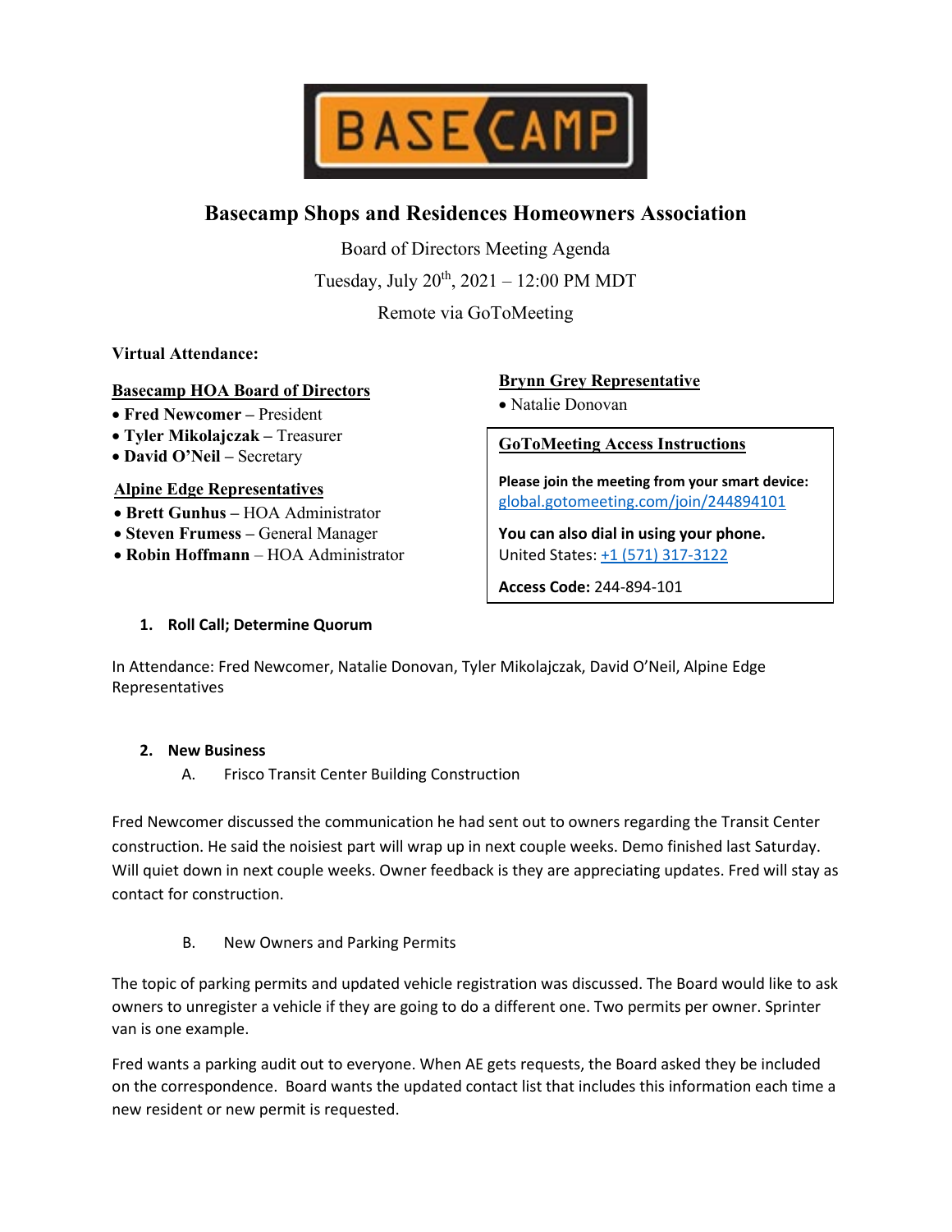# Basecamp Shops and Residences Homeowners Association

Board of Directors Meeting Agenda

Tuesday, July 20th, 2021 – 12:00 PM MDT

Remote via GoToMeeting

**Virtual Attendance:**

**Basecamp HOA Board of Directors**
- **Fred Newcomer** – President
- **Tyler Mikolajczak** – Treasurer
- **David O'Neil** – Secretary

**Alpine Edge Representatives**
- **Brett Gunhus** – HOA Administrator
- **Steven Frumess** – General Manager
- **Robin Hoffmann** – HOA Administrator

**Brynn Grey Representative**
- Natalie Donovan

**GoToMeeting Access Instructions**

**Please join the meeting from your smart device:**
global.gotomeeting.com/join/244894101

**You can also dial in using your phone.**
United States: +1 (571) 317-3122

**Access Code:** 244-894-101

**1. Roll Call; Determine Quorum**

In Attendance: Fred Newcomer, Natalie Donovan, Tyler Mikolajczak, David O'Neil, Alpine Edge Representatives

**2. New Business**

A. Frisco Transit Center Building Construction

Fred Newcomer discussed the communication he had sent out to owners regarding the Transit Center construction. He said the noisiest part will wrap up in next couple weeks. Demo finished last Saturday. Will quiet down in next couple weeks. Owner feedback is they are appreciating updates. Fred will stay as contact for construction.

B. New Owners and Parking Permits

The topic of parking permits and updated vehicle registration was discussed. The Board would like to ask owners to unregister a vehicle if they are going to do a different one. Two permits per owner. Sprinter van is one example.

Fred wants a parking audit out to everyone. When AE gets requests, the Board asked they be included on the correspondence. Board wants the updated contact list that includes this information each time a new resident or new permit is requested.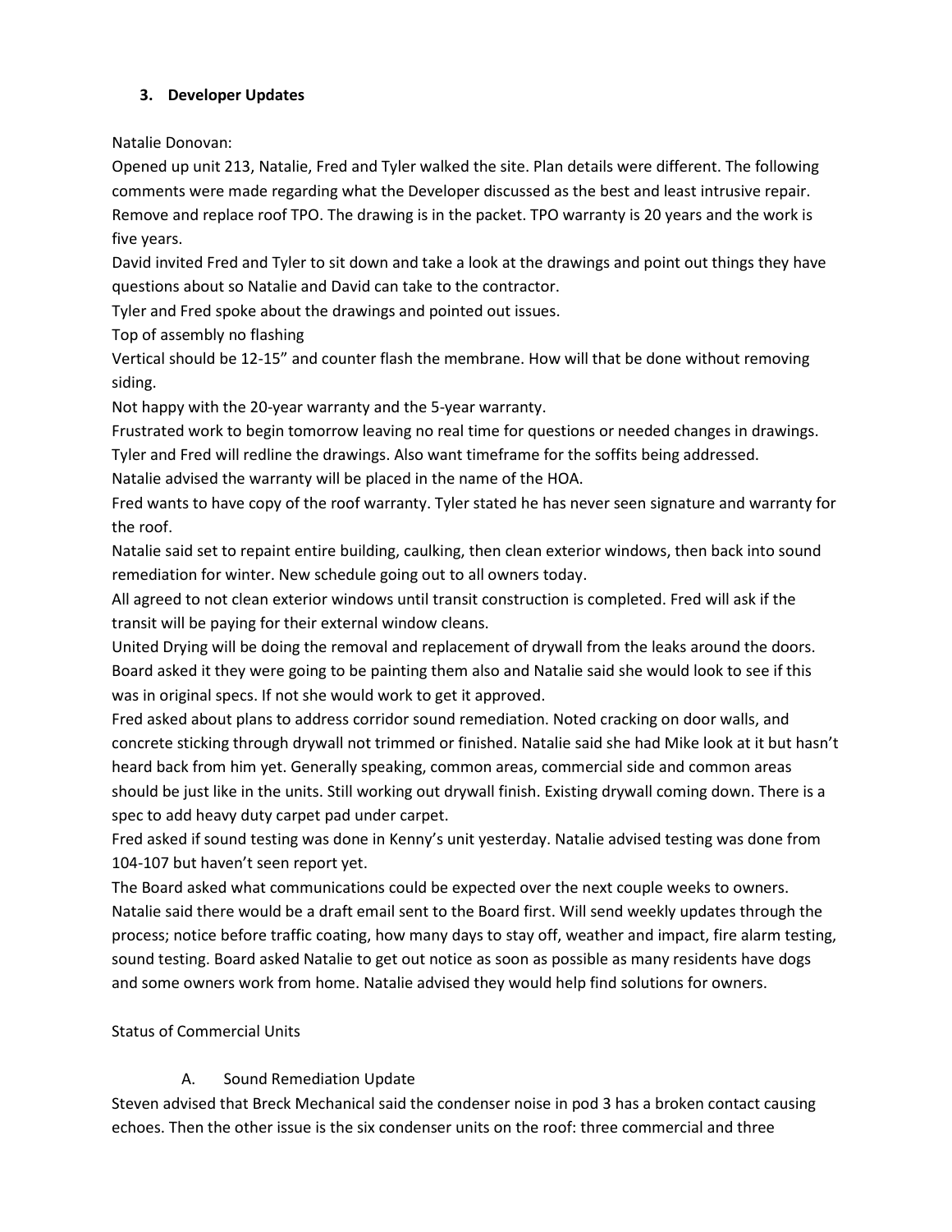### 3. Developer Updates

Natalie Donovan:

Opened up unit 213, Natalie, Fred and Tyler walked the site. Plan details were different. The following comments were made regarding what the Developer discussed as the best and least intrusive repair.

Remove and replace roof TPO. The drawing is in the packet. TPO warranty is 20 years and the work is five years.

David invited Fred and Tyler to sit down and take a look at the drawings and point out things they have questions about so Natalie and David can take to the contractor.

Tyler and Fred spoke about the drawings and pointed out issues.

Top of assembly no flashing

Vertical should be 12-15" and counter flash the membrane. How will that be done without removing siding.

Not happy with the 20-year warranty and the 5-year warranty.

Frustrated work to begin tomorrow leaving no real time for questions or needed changes in drawings.

Tyler and Fred will redline the drawings. Also want timeframe for the soffits being addressed.

Natalie advised the warranty will be placed in the name of the HOA.

Fred wants to have copy of the roof warranty. Tyler stated he has never seen signature and warranty for the roof.

Natalie said set to repaint entire building, caulking, then clean exterior windows, then back into sound remediation for winter. New schedule going out to all owners today.

All agreed to not clean exterior windows until transit construction is completed. Fred will ask if the transit will be paying for their external window cleans.

United Drying will be doing the removal and replacement of drywall from the leaks around the doors. Board asked it they were going to be painting them also and Natalie said she would look to see if this was in original specs. If not she would work to get it approved.

Fred asked about plans to address corridor sound remediation. Noted cracking on door walls, and concrete sticking through drywall not trimmed or finished. Natalie said she had Mike look at it but hasn't heard back from him yet. Generally speaking, common areas, commercial side and common areas should be just like in the units. Still working out drywall finish. Existing drywall coming down. There is a spec to add heavy duty carpet pad under carpet.

Fred asked if sound testing was done in Kenny's unit yesterday. Natalie advised testing was done from 104-107 but haven't seen report yet.

The Board asked what communications could be expected over the next couple weeks to owners. Natalie said there would be a draft email sent to the Board first. Will send weekly updates through the process; notice before traffic coating, how many days to stay off, weather and impact, fire alarm testing, sound testing. Board asked Natalie to get out notice as soon as possible as many residents have dogs and some owners work from home. Natalie advised they would help find solutions for owners.

Status of Commercial Units

A. Sound Remediation Update

Steven advised that Breck Mechanical said the condenser noise in pod 3 has a broken contact causing echoes. Then the other issue is the six condenser units on the roof: three commercial and three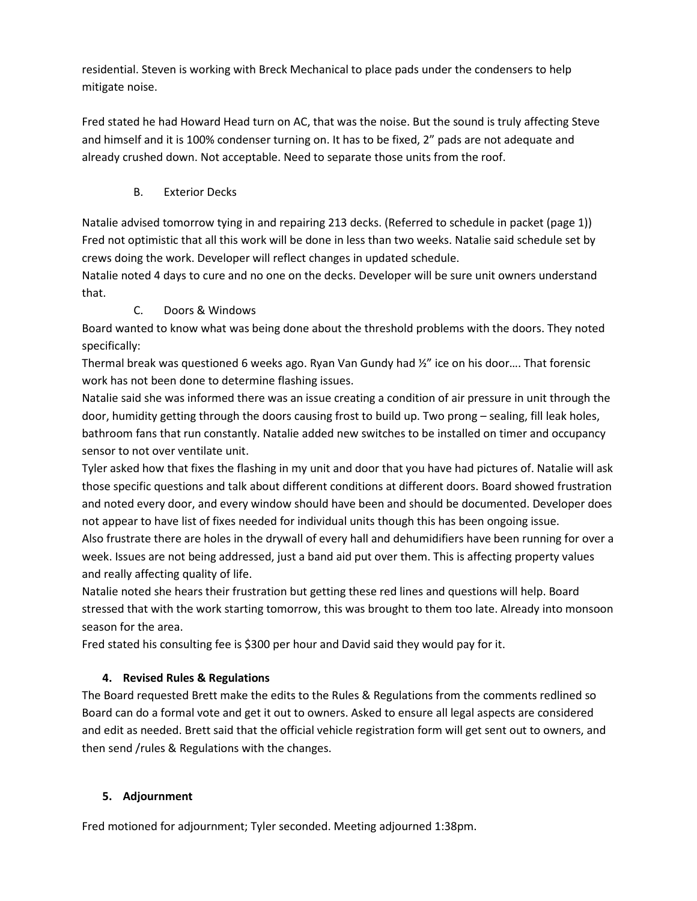residential. Steven is working with Breck Mechanical to place pads under the condensers to help mitigate noise.

Fred stated he had Howard Head turn on AC, that was the noise. But the sound is truly affecting Steve and himself and it is 100% condenser turning on. It has to be fixed, 2" pads are not adequate and already crushed down. Not acceptable. Need to separate those units from the roof.

B. Exterior Decks

Natalie advised tomorrow tying in and repairing 213 decks. (Referred to schedule in packet (page 1)) Fred not optimistic that all this work will be done in less than two weeks. Natalie said schedule set by crews doing the work. Developer will reflect changes in updated schedule.
Natalie noted 4 days to cure and no one on the decks. Developer will be sure unit owners understand that.

C. Doors & Windows

Board wanted to know what was being done about the threshold problems with the doors. They noted specifically:
Thermal break was questioned 6 weeks ago. Ryan Van Gundy had ½" ice on his door…. That forensic work has not been done to determine flashing issues.
Natalie said she was informed there was an issue creating a condition of air pressure in unit through the door, humidity getting through the doors causing frost to build up. Two prong – sealing, fill leak holes, bathroom fans that run constantly. Natalie added new switches to be installed on timer and occupancy sensor to not over ventilate unit.
Tyler asked how that fixes the flashing in my unit and door that you have had pictures of. Natalie will ask those specific questions and talk about different conditions at different doors. Board showed frustration and noted every door, and every window should have been and should be documented. Developer does not appear to have list of fixes needed for individual units though this has been ongoing issue.
Also frustrate there are holes in the drywall of every hall and dehumidifiers have been running for over a week. Issues are not being addressed, just a band aid put over them. This is affecting property values and really affecting quality of life.
Natalie noted she hears their frustration but getting these red lines and questions will help. Board stressed that with the work starting tomorrow, this was brought to them too late. Already into monsoon season for the area.
Fred stated his consulting fee is $300 per hour and David said they would pay for it.

**4. Revised Rules & Regulations**

The Board requested Brett make the edits to the Rules & Regulations from the comments redlined so Board can do a formal vote and get it out to owners. Asked to ensure all legal aspects are considered and edit as needed. Brett said that the official vehicle registration form will get sent out to owners, and then send /rules & Regulations with the changes.

**5. Adjournment**

Fred motioned for adjournment; Tyler seconded. Meeting adjourned 1:38pm.